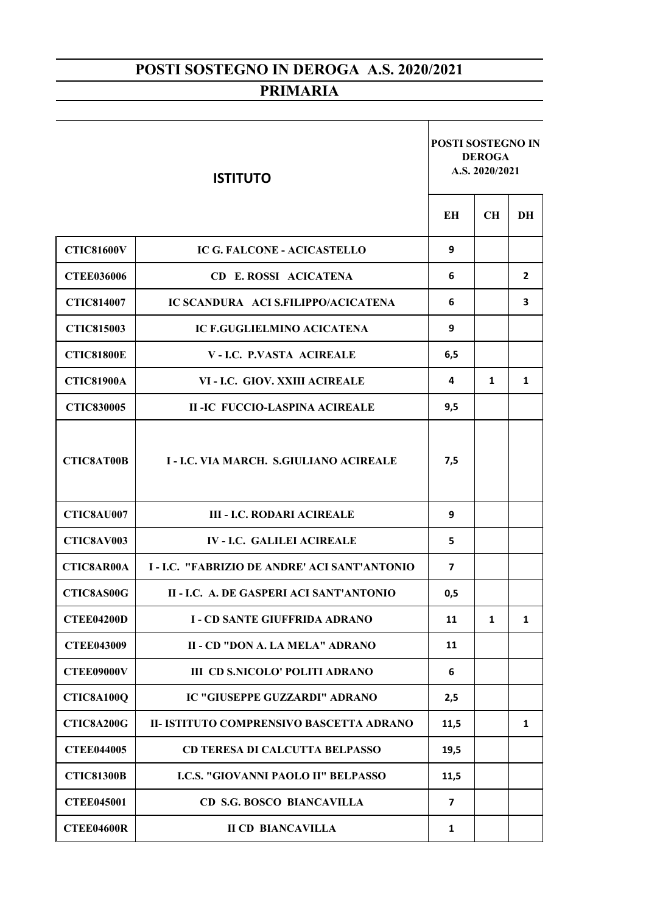# POSTI SOSTEGNO IN DEROGA A.S. 2020/2021

## PRIMARIA

| ISTITUTO | | POSTI SOSTEGNO IN DEROGA A.S. 2020/2021 | | |
|---|---|---|---|---|
| | | EH | CH | DH |
| CTIC81600V | IC G. FALCONE - ACICASTELLO | 9 | | |
| CTEE036006 | CD E. ROSSI ACICATENA | 6 | | 2 |
| CTIC814007 | IC SCANDURA ACI S.FILIPPO/ACICATENA | 6 | | 3 |
| CTIC815003 | IC F.GUGLIELMINO ACICATENA | 9 | | |
| CTIC81800E | V - I.C. P.VASTA ACIREALE | 6,5 | | |
| CTIC81900A | VI - I.C. GIOV. XXIII ACIREALE | 4 | 1 | 1 |
| CTIC830005 | II -IC FUCCIO-LASPINA ACIREALE | 9,5 | | |
| CTIC8AT00B | I - I.C. VIA MARCH. S.GIULIANO ACIREALE | 7,5 | | |
| CTIC8AU007 | III - I.C. RODARI ACIREALE | 9 | | |
| CTIC8AV003 | IV - I.C. GALILEI ACIREALE | 5 | | |
| CTIC8AR00A | I - I.C. "FABRIZIO DE ANDRE' ACI SANT'ANTONIO | 7 | | |
| CTIC8AS00G | II - I.C. A. DE GASPERI ACI SANT'ANTONIO | 0,5 | | |
| CTEE04200D | I - CD SANTE GIUFFRIDA ADRANO | 11 | 1 | 1 |
| CTEE043009 | II - CD "DON A. LA MELA" ADRANO | 11 | | |
| CTEE09000V | III CD S.NICOLO' POLITI ADRANO | 6 | | |
| CTIC8A100Q | IC "GIUSEPPE GUZZARDI" ADRANO | 2,5 | | |
| CTIC8A200G | II- ISTITUTO COMPRENSIVO BASCETTA ADRANO | 11,5 | | 1 |
| CTEE044005 | CD TERESA DI CALCUTTA BELPASSO | 19,5 | | |
| CTIC81300B | I.C.S. "GIOVANNI PAOLO II" BELPASSO | 11,5 | | |
| CTEE045001 | CD S.G. BOSCO BIANCAVILLA | 7 | | |
| CTEE04600R | II CD BIANCAVILLA | 1 | | |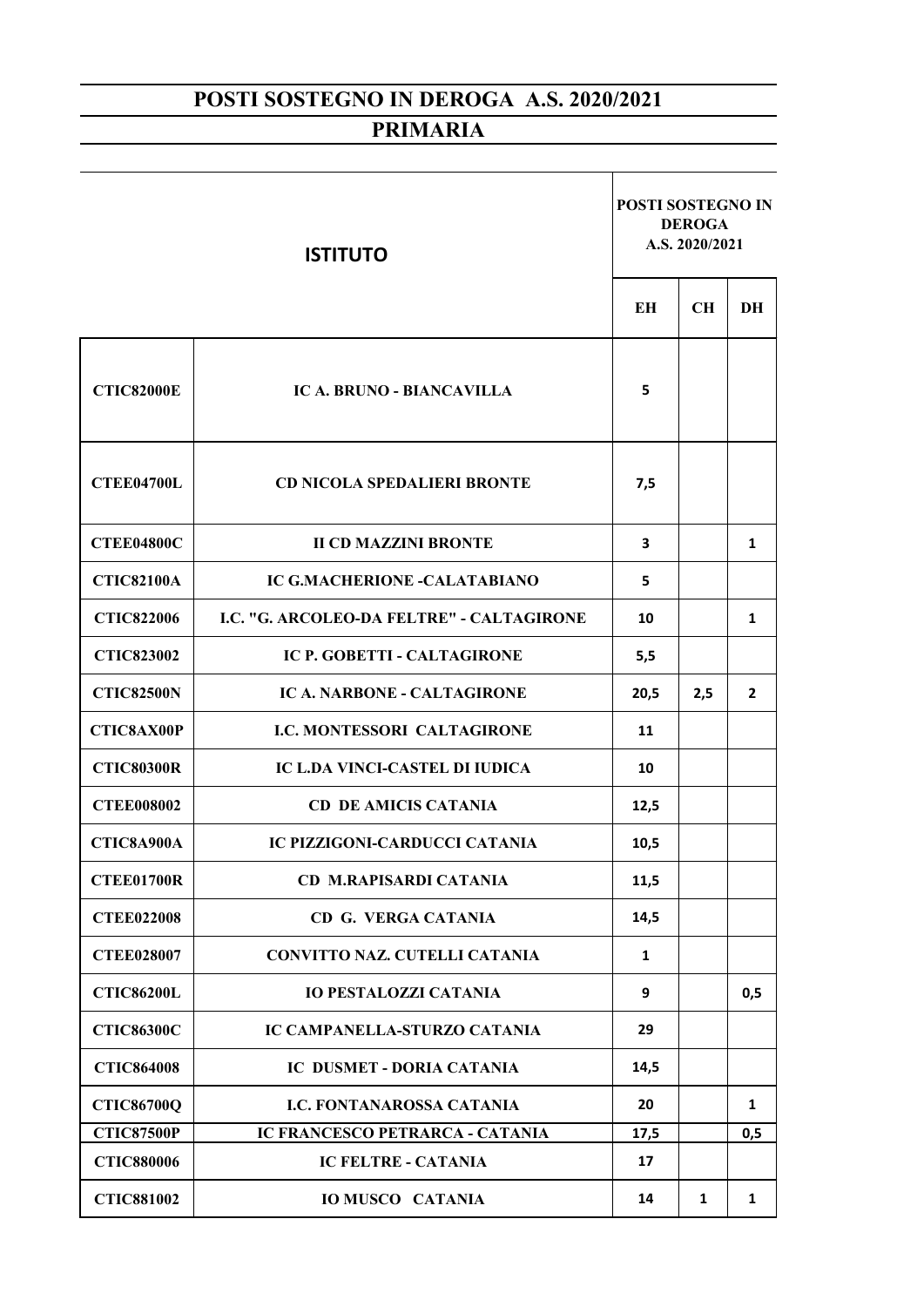## POSTI SOSTEGNO IN DEROGA A.S. 2020/2021

## PRIMARIA

| ISTITUTO | | POSTI SOSTEGNO IN DEROGA A.S. 2020/2021 | | |
|---|---|---|---|---|
| | | EH | CH | DH |
| CTIC82000E | IC A. BRUNO - BIANCAVILLA | 5 | | |
| CTEE04700L | CD NICOLA SPEDALIERI BRONTE | 7,5 | | |
| CTEE04800C | II CD MAZZINI BRONTE | 3 | | 1 |
| CTIC82100A | IC G.MACHERIONE -CALATABIANO | 5 | | |
| CTIC822006 | I.C. "G. ARCOLEO-DA FELTRE" - CALTAGIRONE | 10 | | 1 |
| CTIC823002 | IC P. GOBETTI - CALTAGIRONE | 5,5 | | |
| CTIC82500N | IC A. NARBONE - CALTAGIRONE | 20,5 | 2,5 | 2 |
| CTIC8AX00P | I.C. MONTESSORI CALTAGIRONE | 11 | | |
| CTIC80300R | IC L.DA VINCI-CASTEL DI IUDICA | 10 | | |
| CTEE008002 | CD DE AMICIS CATANIA | 12,5 | | |
| CTIC8A900A | IC PIZZIGONI-CARDUCCI CATANIA | 10,5 | | |
| CTEE01700R | CD M.RAPISARDI CATANIA | 11,5 | | |
| CTEE022008 | CD G. VERGA CATANIA | 14,5 | | |
| CTEE028007 | CONVITTO NAZ. CUTELLI CATANIA | 1 | | |
| CTIC86200L | IO PESTALOZZI CATANIA | 9 | | 0,5 |
| CTIC86300C | IC CAMPANELLA-STURZO CATANIA | 29 | | |
| CTIC864008 | IC DUSMET - DORIA CATANIA | 14,5 | | |
| CTIC86700Q | I.C. FONTANAROSSA CATANIA | 20 | | 1 |
| CTIC87500P | IC FRANCESCO PETRARCA - CATANIA | 17,5 | | 0,5 |
| CTIC880006 | IC FELTRE - CATANIA | 17 | | |
| CTIC881002 | IO MUSCO CATANIA | 14 | 1 | 1 |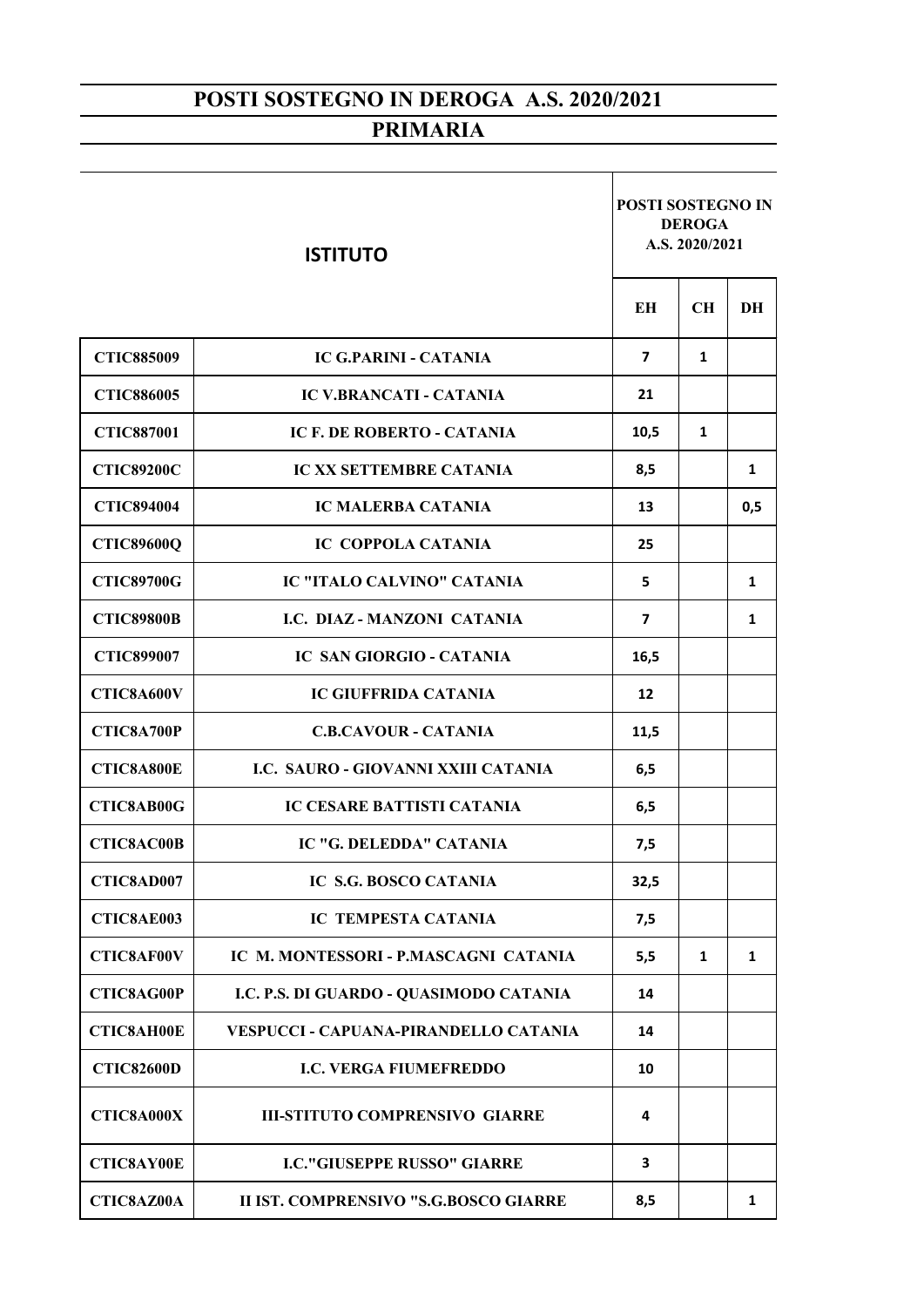## POSTI SOSTEGNO IN DEROGA A.S. 2020/2021

## PRIMARIA

| ISTITUTO | | POSTI SOSTEGNO IN DEROGA A.S. 2020/2021 | | |
|---|---|---|---|---|
| | | EH | CH | DH |
| CTIC885009 | IC G.PARINI - CATANIA | 7 | 1 | |
| CTIC886005 | IC V.BRANCATI - CATANIA | 21 | | |
| CTIC887001 | IC F. DE ROBERTO - CATANIA | 10,5 | 1 | |
| CTIC89200C | IC XX SETTEMBRE CATANIA | 8,5 | | 1 |
| CTIC894004 | IC MALERBA CATANIA | 13 | | 0,5 |
| CTIC89600Q | IC COPPOLA CATANIA | 25 | | |
| CTIC89700G | IC "ITALO CALVINO" CATANIA | 5 | | 1 |
| CTIC89800B | I.C. DIAZ - MANZONI CATANIA | 7 | | 1 |
| CTIC899007 | IC SAN GIORGIO - CATANIA | 16,5 | | |
| CTIC8A600V | IC GIUFFRIDA CATANIA | 12 | | |
| CTIC8A700P | C.B.CAVOUR - CATANIA | 11,5 | | |
| CTIC8A800E | I.C. SAURO - GIOVANNI XXIII CATANIA | 6,5 | | |
| CTIC8AB00G | IC CESARE BATTISTI CATANIA | 6,5 | | |
| CTIC8AC00B | IC "G. DELEDDA" CATANIA | 7,5 | | |
| CTIC8AD007 | IC S.G. BOSCO CATANIA | 32,5 | | |
| CTIC8AE003 | IC TEMPESTA CATANIA | 7,5 | | |
| CTIC8AF00V | IC M. MONTESSORI - P.MASCAGNI CATANIA | 5,5 | 1 | 1 |
| CTIC8AG00P | I.C. P.S. DI GUARDO - QUASIMODO CATANIA | 14 | | |
| CTIC8AH00E | VESPUCCI - CAPUANA-PIRANDELLO CATANIA | 14 | | |
| CTIC82600D | I.C. VERGA FIUMEFREDDO | 10 | | |
| CTIC8A000X | III-STITUTO COMPRENSIVO GIARRE | 4 | | |
| CTIC8AY00E | I.C."GIUSEPPE RUSSO" GIARRE | 3 | | |
| CTIC8AZ00A | II IST. COMPRENSIVO "S.G.BOSCO GIARRE | 8,5 | | 1 |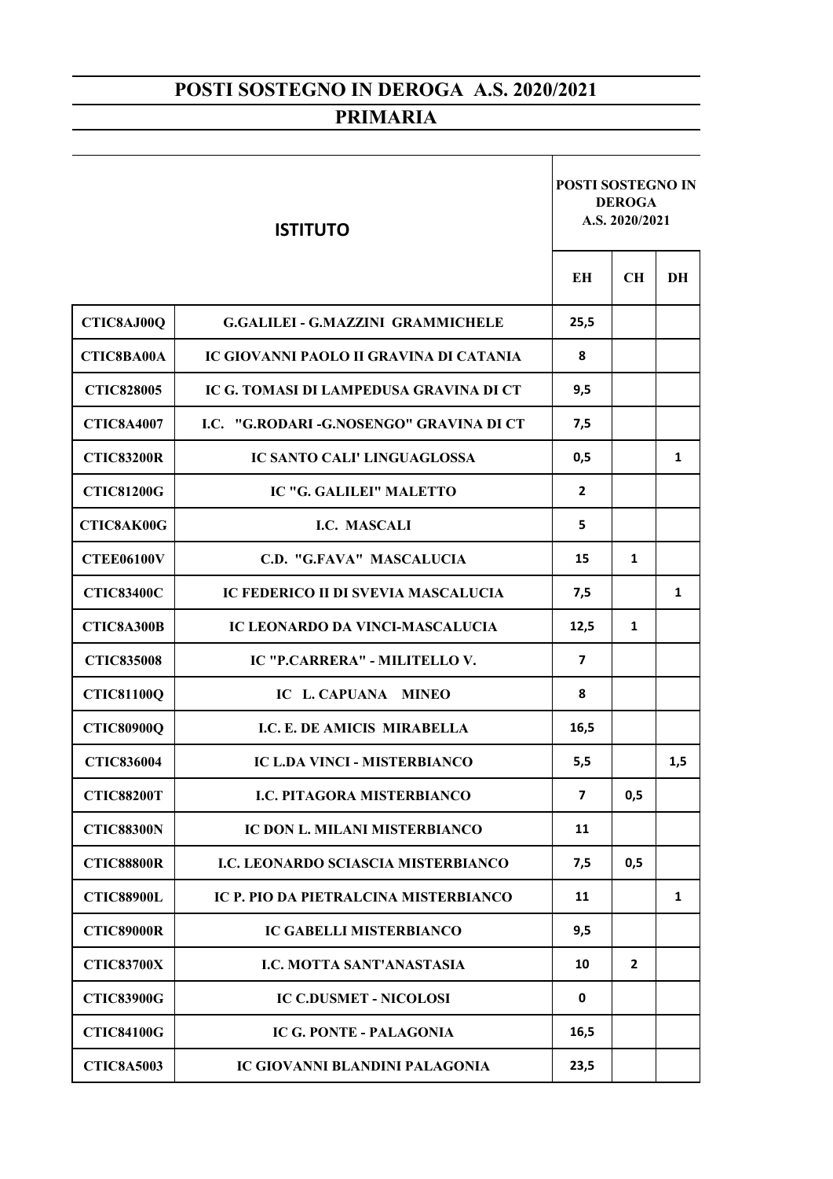# POSTI SOSTEGNO IN DEROGA A.S. 2020/2021

## PRIMARIA

| ISTITUTO | | POSTI SOSTEGNO IN DEROGA A.S. 2020/2021 | | |
|---|---|---|---|---|
| | | EH | CH | DH |
| CTIC8AJ00Q | G.GALILEI - G.MAZZINI GRAMMICHELE | 25,5 | | |
| CTIC8BA00A | IC GIOVANNI PAOLO II GRAVINA DI CATANIA | 8 | | |
| CTIC828005 | IC G. TOMASI DI LAMPEDUSA GRAVINA DI CT | 9,5 | | |
| CTIC8A4007 | I.C. "G.RODARI -G.NOSENGO" GRAVINA DI CT | 7,5 | | |
| CTIC83200R | IC SANTO CALI' LINGUAGLOSSA | 0,5 | | 1 |
| CTIC81200G | IC "G. GALILEI" MALETTO | 2 | | |
| CTIC8AK00G | I.C. MASCALI | 5 | | |
| CTEE06100V | C.D. "G.FAVA" MASCALUCIA | 15 | 1 | |
| CTIC83400C | IC FEDERICO II DI SVEVIA MASCALUCIA | 7,5 | | 1 |
| CTIC8A300B | IC LEONARDO DA VINCI-MASCALUCIA | 12,5 | 1 | |
| CTIC835008 | IC "P.CARRERA" - MILITELLO V. | 7 | | |
| CTIC81100Q | IC L. CAPUANA MINEO | 8 | | |
| CTIC80900Q | I.C. E. DE AMICIS MIRABELLA | 16,5 | | |
| CTIC836004 | IC L.DA VINCI - MISTERBIANCO | 5,5 | | 1,5 |
| CTIC88200T | I.C. PITAGORA MISTERBIANCO | 7 | 0,5 | |
| CTIC88300N | IC DON L. MILANI MISTERBIANCO | 11 | | |
| CTIC88800R | I.C. LEONARDO SCIASCIA MISTERBIANCO | 7,5 | 0,5 | |
| CTIC88900L | IC P. PIO DA PIETRALCINA MISTERBIANCO | 11 | | 1 |
| CTIC89000R | IC GABELLI MISTERBIANCO | 9,5 | | |
| CTIC83700X | I.C. MOTTA SANT'ANASTASIA | 10 | 2 | |
| CTIC83900G | IC C.DUSMET - NICOLOSI | 0 | | |
| CTIC84100G | IC G. PONTE - PALAGONIA | 16,5 | | |
| CTIC8A5003 | IC GIOVANNI BLANDINI PALAGONIA | 23,5 | | |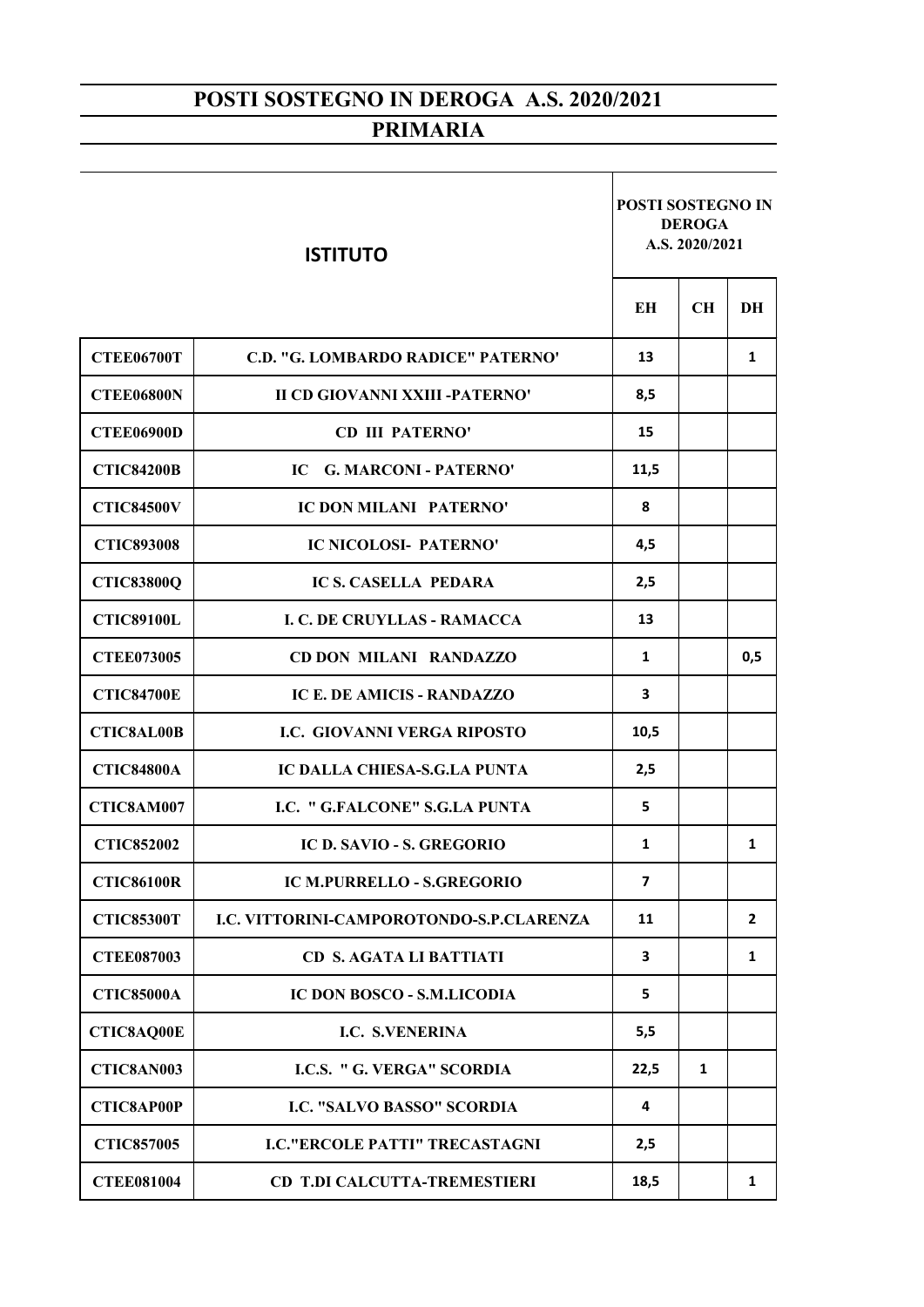# POSTI SOSTEGNO IN DEROGA A.S. 2020/2021

## PRIMARIA

| ISTITUTO | | POSTI SOSTEGNO IN DEROGA A.S. 2020/2021 | | |
|---|---|---|---|---|
| | | EH | CH | DH |
| CTEE06700T | C.D. "G. LOMBARDO RADICE" PATERNO' | 13 | | 1 |
| CTEE06800N | II CD GIOVANNI XXIII -PATERNO' | 8,5 | | |
| CTEE06900D | CD III PATERNO' | 15 | | |
| CTIC84200B | IC G. MARCONI - PATERNO' | 11,5 | | |
| CTIC84500V | IC DON MILANI PATERNO' | 8 | | |
| CTIC893008 | IC NICOLOSI- PATERNO' | 4,5 | | |
| CTIC83800Q | IC S. CASELLA PEDARA | 2,5 | | |
| CTIC89100L | I. C. DE CRUYLLAS - RAMACCA | 13 | | |
| CTEE073005 | CD DON MILANI RANDAZZO | 1 | | 0,5 |
| CTIC84700E | IC E. DE AMICIS - RANDAZZO | 3 | | |
| CTIC8AL00B | I.C. GIOVANNI VERGA RIPOSTO | 10,5 | | |
| CTIC84800A | IC DALLA CHIESA-S.G.LA PUNTA | 2,5 | | |
| CTIC8AM007 | I.C. " G.FALCONE" S.G.LA PUNTA | 5 | | |
| CTIC852002 | IC D. SAVIO - S. GREGORIO | 1 | | 1 |
| CTIC86100R | IC M.PURRELLO - S.GREGORIO | 7 | | |
| CTIC85300T | I.C. VITTORINI-CAMPOROTONDO-S.P.CLARENZA | 11 | | 2 |
| CTEE087003 | CD S. AGATA LI BATTIATI | 3 | | 1 |
| CTIC85000A | IC DON BOSCO - S.M.LICODIA | 5 | | |
| CTIC8AQ00E | I.C. S.VENERINA | 5,5 | | |
| CTIC8AN003 | I.C.S. " G. VERGA" SCORDIA | 22,5 | 1 | |
| CTIC8AP00P | I.C. "SALVO BASSO" SCORDIA | 4 | | |
| CTIC857005 | I.C."ERCOLE PATTI" TRECASTAGNI | 2,5 | | |
| CTEE081004 | CD T.DI CALCUTTA-TREMESTIERI | 18,5 | | 1 |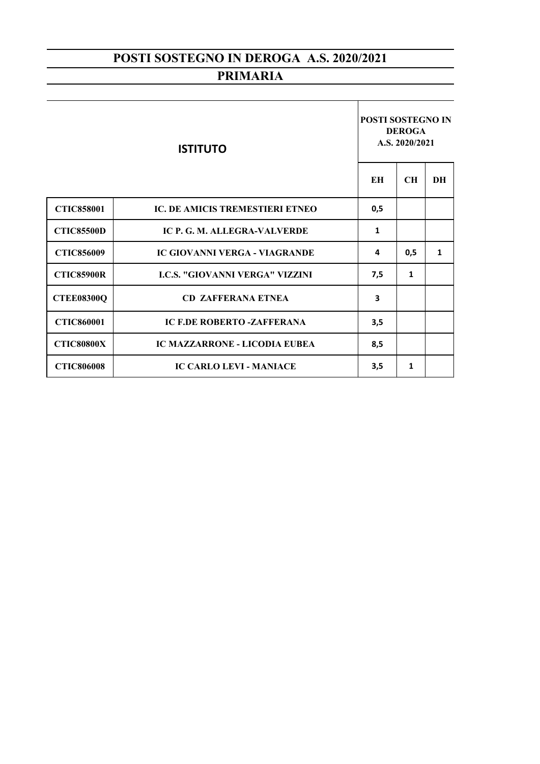# POSTI SOSTEGNO IN DEROGA A.S. 2020/2021

## PRIMARIA

| ISTITUTO | | POSTI SOSTEGNO IN DEROGA A.S. 2020/2021 | | |
|---|---|---|---|---|
| | | EH | CH | DH |
| CTIC858001 | IC. DE AMICIS TREMESTIERI ETNEO | 0,5 | | |
| CTIC85500D | IC P. G. M. ALLEGRA-VALVERDE | 1 | | |
| CTIC856009 | IC GIOVANNI VERGA - VIAGRANDE | 4 | 0,5 | 1 |
| CTIC85900R | I.C.S. "GIOVANNI VERGA" VIZZINI | 7,5 | 1 | |
| CTEE08300Q | CD ZAFFERANA ETNEA | 3 | | |
| CTIC860001 | IC F.DE ROBERTO -ZAFFERANA | 3,5 | | |
| CTIC80800X | IC MAZZARRONE - LICODIA EUBEA | 8,5 | | |
| CTIC806008 | IC CARLO LEVI - MANIACE | 3,5 | 1 | |